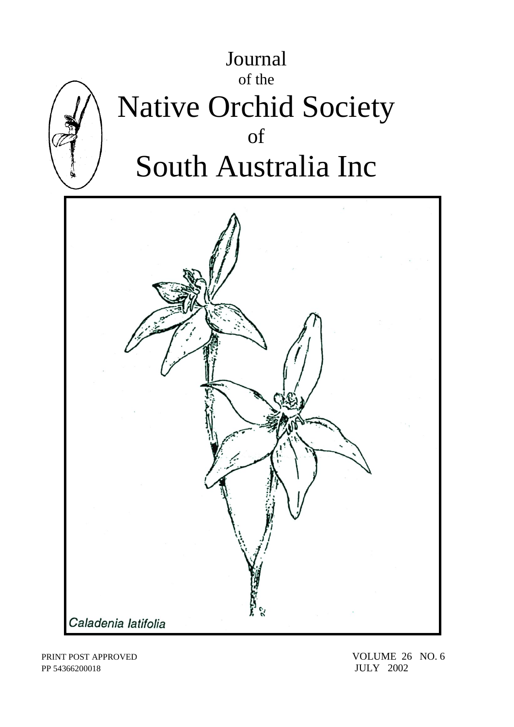# Journal
of the
# Native Orchid Society
of
# South Australia Inc

*Caladenia latifolia*

PRINT POST APPROVED
PP 54366200018

VOLUME 26 NO. 6
JULY 2002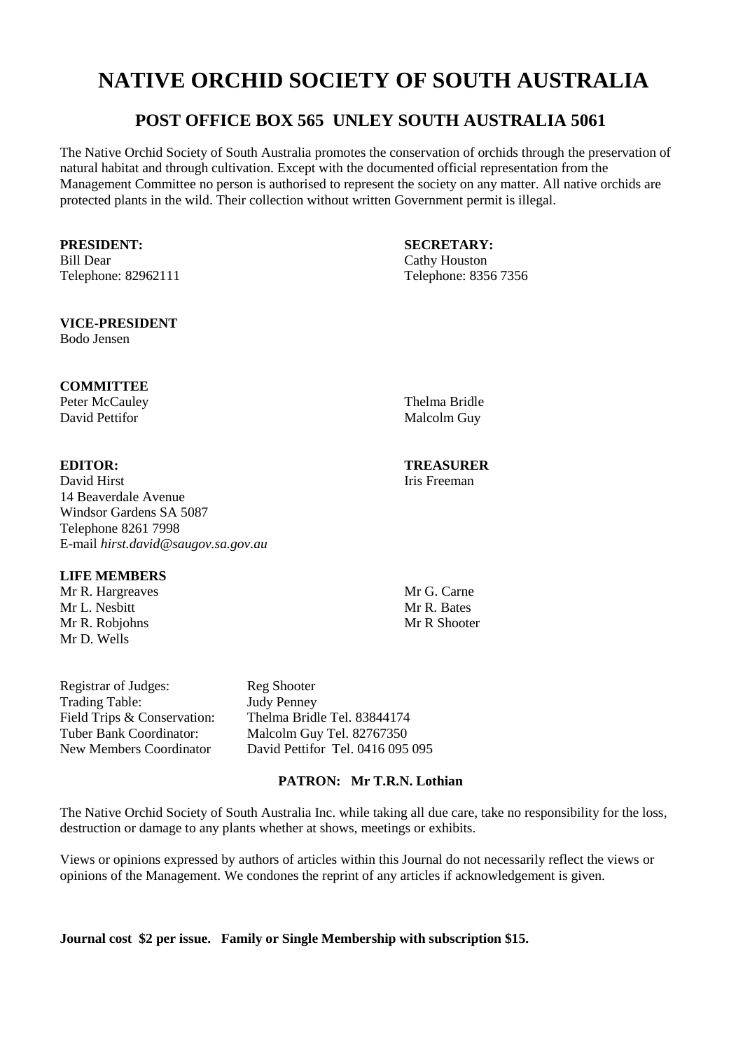# NATIVE ORCHID SOCIETY OF SOUTH AUSTRALIA

## POST OFFICE BOX 565 UNLEY SOUTH AUSTRALIA 5061

The Native Orchid Society of South Australia promotes the conservation of orchids through the preservation of natural habitat and through cultivation. Except with the documented official representation from the Management Committee no person is authorised to represent the society on any matter. All native orchids are protected plants in the wild. Their collection without written Government permit is illegal.

**PRESIDENT:**
Bill Dear
Telephone: 82962111

**SECRETARY:**
Cathy Houston
Telephone: 8356 7356

**VICE-PRESIDENT**
Bodo Jensen

**COMMITTEE**
Peter McCauley
David Pettifor
Thelma Bridle
Malcolm Guy

**EDITOR:**
David Hirst
14 Beaverdale Avenue
Windsor Gardens SA 5087
Telephone 8261 7998
E-mail *hirst.david@saugov.sa.gov.au*

**TREASURER**
Iris Freeman

**LIFE MEMBERS**
Mr R. Hargreaves
Mr L. Nesbitt
Mr R. Robjohns
Mr D. Wells
Mr G. Carne
Mr R. Bates
Mr R Shooter

Registrar of Judges: Reg Shooter
Trading Table: Judy Penney
Field Trips & Conservation: Thelma Bridle Tel. 83844174
Tuber Bank Coordinator: Malcolm Guy Tel. 82767350
New Members Coordinator David Pettifor Tel. 0416 095 095

**PATRON: Mr T.R.N. Lothian**

The Native Orchid Society of South Australia Inc. while taking all due care, take no responsibility for the loss, destruction or damage to any plants whether at shows, meetings or exhibits.

Views or opinions expressed by authors of articles within this Journal do not necessarily reflect the views or opinions of the Management. We condones the reprint of any articles if acknowledgement is given.

**Journal cost $2 per issue. Family or Single Membership with subscription $15.**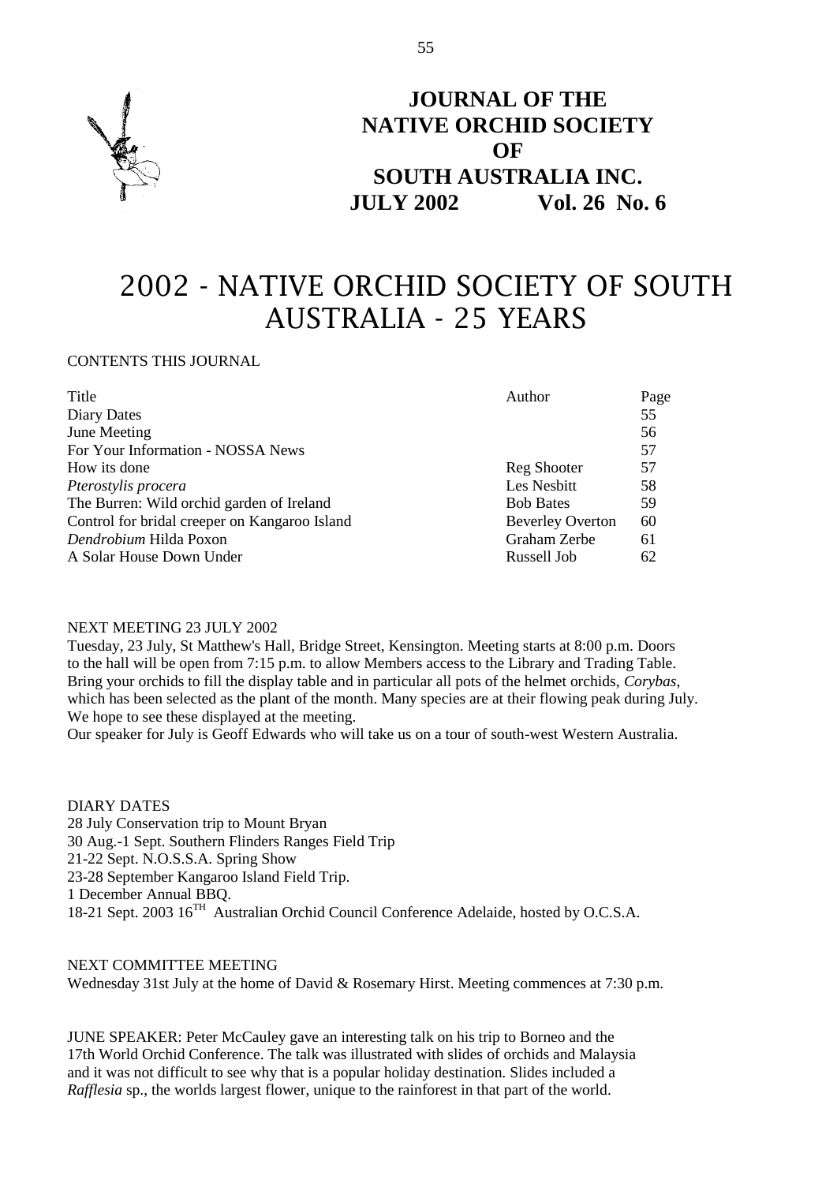# JOURNAL OF THE NATIVE ORCHID SOCIETY OF SOUTH AUSTRALIA INC.

**JULY 2002 Vol. 26 No. 6**

# 2002 - NATIVE ORCHID SOCIETY OF SOUTH AUSTRALIA - 25 YEARS

CONTENTS THIS JOURNAL

| Title | Author | Page |
|---|---|---|
| Diary Dates | | 55 |
| June Meeting | | 56 |
| For Your Information - NOSSA News | | 57 |
| How its done | Reg Shooter | 57 |
| *Pterostylis procera* | Les Nesbitt | 58 |
| The Burren: Wild orchid garden of Ireland | Bob Bates | 59 |
| Control for bridal creeper on Kangaroo Island | Beverley Overton | 60 |
| *Dendrobium* Hilda Poxon | Graham Zerbe | 61 |
| A Solar House Down Under | Russell Job | 62 |

NEXT MEETING 23 JULY 2002

Tuesday, 23 July, St Matthew's Hall, Bridge Street, Kensington. Meeting starts at 8:00 p.m. Doors to the hall will be open from 7:15 p.m. to allow Members access to the Library and Trading Table. Bring your orchids to fill the display table and in particular all pots of the helmet orchids, *Corybas*, which has been selected as the plant of the month. Many species are at their flowing peak during July. We hope to see these displayed at the meeting.

Our speaker for July is Geoff Edwards who will take us on a tour of south-west Western Australia.

DIARY DATES

28 July Conservation trip to Mount Bryan
30 Aug.-1 Sept. Southern Flinders Ranges Field Trip
21-22 Sept. N.O.S.S.A. Spring Show
23-28 September Kangaroo Island Field Trip.
1 December Annual BBQ.
18-21 Sept. 2003 16TH Australian Orchid Council Conference Adelaide, hosted by O.C.S.A.

NEXT COMMITTEE MEETING

Wednesday 31st July at the home of David & Rosemary Hirst. Meeting commences at 7:30 p.m.

JUNE SPEAKER: Peter McCauley gave an interesting talk on his trip to Borneo and the 17th World Orchid Conference. The talk was illustrated with slides of orchids and Malaysia and it was not difficult to see why that is a popular holiday destination. Slides included a *Rafflesia* sp., the worlds largest flower, unique to the rainforest in that part of the world.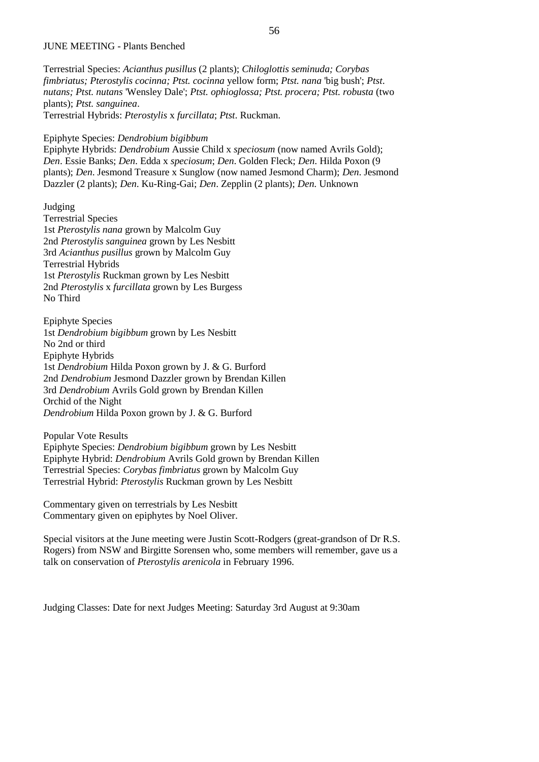JUNE MEETING - Plants Benched

Terrestrial Species: *Acianthus pusillus* (2 plants); *Chiloglottis seminuda; Corybas fimbriatus; Pterostylis cocinna; Ptst. cocinna* yellow form; *Ptst. nana* 'big bush'; *Ptst. nutans; Ptst. nutans* 'Wensley Dale'; *Ptst. ophioglossa; Ptst. procera; Ptst. robusta* (two plants); *Ptst. sanguinea*.
Terrestrial Hybrids: *Pterostylis* x *furcillata*; *Ptst*. Ruckman.

Epiphyte Species: *Dendrobium bigibbum*
Epiphyte Hybrids: *Dendrobium* Aussie Child x *speciosum* (now named Avrils Gold); *Den*. Essie Banks; *Den*. Edda x *speciosum*; *Den*. Golden Fleck; *Den*. Hilda Poxon (9 plants); *Den*. Jesmond Treasure x Sunglow (now named Jesmond Charm); *Den*. Jesmond Dazzler (2 plants); *Den*. Ku-Ring-Gai; *Den*. Zepplin (2 plants); *Den.* Unknown

Judging
Terrestrial Species
1st *Pterostylis nana* grown by Malcolm Guy
2nd *Pterostylis sanguinea* grown by Les Nesbitt
3rd *Acianthus pusillus* grown by Malcolm Guy
Terrestrial Hybrids
1st *Pterostylis* Ruckman grown by Les Nesbitt
2nd *Pterostylis* x *furcillata* grown by Les Burgess
No Third

Epiphyte Species
1st *Dendrobium bigibbum* grown by Les Nesbitt
No 2nd or third
Epiphyte Hybrids
1st *Dendrobium* Hilda Poxon grown by J. & G. Burford
2nd *Dendrobium* Jesmond Dazzler grown by Brendan Killen
3rd *Dendrobium* Avrils Gold grown by Brendan Killen
Orchid of the Night
*Dendrobium* Hilda Poxon grown by J. & G. Burford

Popular Vote Results
Epiphyte Species: *Dendrobium bigibbum* grown by Les Nesbitt
Epiphyte Hybrid: *Dendrobium* Avrils Gold grown by Brendan Killen
Terrestrial Species: *Corybas fimbriatus* grown by Malcolm Guy
Terrestrial Hybrid: *Pterostylis* Ruckman grown by Les Nesbitt

Commentary given on terrestrials by Les Nesbitt
Commentary given on epiphytes by Noel Oliver.

Special visitors at the June meeting were Justin Scott-Rodgers (great-grandson of Dr R.S. Rogers) from NSW and Birgitte Sorensen who, some members will remember, gave us a talk on conservation of *Pterostylis arenicola* in February 1996.

Judging Classes: Date for next Judges Meeting: Saturday 3rd August at 9:30am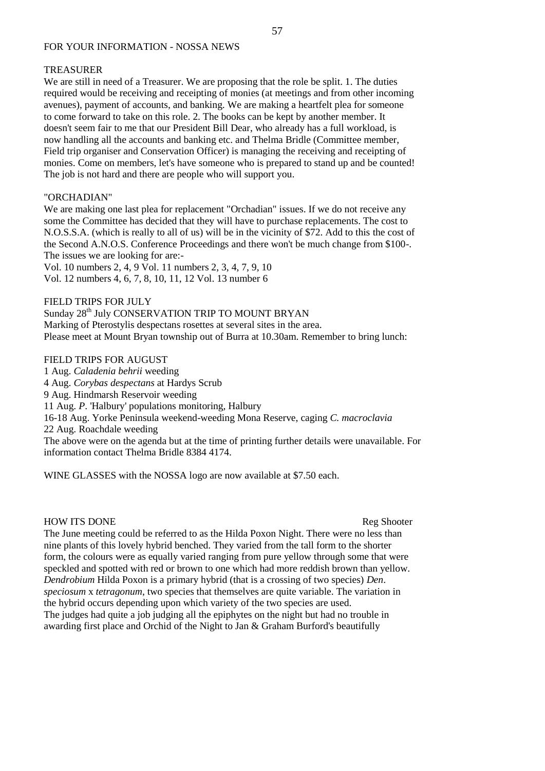# FOR YOUR INFORMATION - NOSSA NEWS

## TREASURER

We are still in need of a Treasurer. We are proposing that the role be split. 1. The duties required would be receiving and receipting of monies (at meetings and from other incoming avenues), payment of accounts, and banking. We are making a heartfelt plea for someone to come forward to take on this role. 2. The books can be kept by another member. It doesn't seem fair to me that our President Bill Dear, who already has a full workload, is now handling all the accounts and banking etc. and Thelma Bridle (Committee member, Field trip organiser and Conservation Officer) is managing the receiving and receipting of monies. Come on members, let's have someone who is prepared to stand up and be counted! The job is not hard and there are people who will support you.

## "ORCHADIAN"

We are making one last plea for replacement "Orchadian" issues. If we do not receive any some the Committee has decided that they will have to purchase replacements. The cost to N.O.S.S.A. (which is really to all of us) will be in the vicinity of $72. Add to this the cost of the Second A.N.O.S. Conference Proceedings and there won't be much change from $100-. The issues we are looking for are:-

Vol. 10 numbers 2, 4, 9 Vol. 11 numbers 2, 3, 4, 7, 9, 10
Vol. 12 numbers 4, 6, 7, 8, 10, 11, 12 Vol. 13 number 6

## FIELD TRIPS FOR JULY

Sunday 28th July CONSERVATION TRIP TO MOUNT BRYAN
Marking of Pterostylis despectans rosettes at several sites in the area.
Please meet at Mount Bryan township out of Burra at 10.30am. Remember to bring lunch:

## FIELD TRIPS FOR AUGUST

1 Aug. *Caladenia behrii* weeding
4 Aug. *Corybas despectans* at Hardys Scrub
9 Aug. Hindmarsh Reservoir weeding
11 Aug. *P*. 'Halbury' populations monitoring, Halbury
16-18 Aug. Yorke Peninsula weekend-weeding Mona Reserve, caging *C. macroclavia*
22 Aug. Roachdale weeding

The above were on the agenda but at the time of printing further details were unavailable. For information contact Thelma Bridle 8384 4174.

WINE GLASSES with the NOSSA logo are now available at $7.50 each.

## HOW ITS DONE

Reg Shooter

The June meeting could be referred to as the Hilda Poxon Night. There were no less than nine plants of this lovely hybrid benched. They varied from the tall form to the shorter form, the colours were as equally varied ranging from pure yellow through some that were speckled and spotted with red or brown to one which had more reddish brown than yellow. *Dendrobium* Hilda Poxon is a primary hybrid (that is a crossing of two species) *Den*. *speciosum* x *tetragonum*, two species that themselves are quite variable. The variation in the hybrid occurs depending upon which variety of the two species are used.
The judges had quite a job judging all the epiphytes on the night but had no trouble in awarding first place and Orchid of the Night to Jan & Graham Burford's beautifully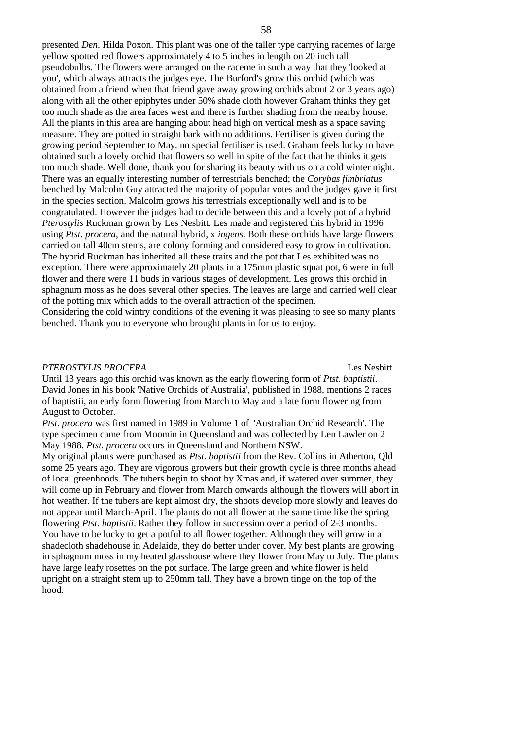presented *Den.* Hilda Poxon. This plant was one of the taller type carrying racemes of large yellow spotted red flowers approximately 4 to 5 inches in length on 20 inch tall pseudobulbs. The flowers were arranged on the raceme in such a way that they 'looked at you', which always attracts the judges eye. The Burford's grow this orchid (which was obtained from a friend when that friend gave away growing orchids about 2 or 3 years ago) along with all the other epiphytes under 50% shade cloth however Graham thinks they get too much shade as the area faces west and there is further shading from the nearby house. All the plants in this area are hanging about head high on vertical mesh as a space saving measure. They are potted in straight bark with no additions. Fertiliser is given during the growing period September to May, no special fertiliser is used. Graham feels lucky to have obtained such a lovely orchid that flowers so well in spite of the fact that he thinks it gets too much shade. Well done, thank you for sharing its beauty with us on a cold winter night. There was an equally interesting number of terrestrials benched; the *Corybas fimbriatus* benched by Malcolm Guy attracted the majority of popular votes and the judges gave it first in the species section. Malcolm grows his terrestrials exceptionally well and is to be congratulated. However the judges had to decide between this and a lovely pot of a hybrid *Pterostylis* Ruckman grown by Les Nesbitt. Les made and registered this hybrid in 1996 using *Ptst. procera*, and the natural hybrid, x *ingens*. Both these orchids have large flowers carried on tall 40cm stems, are colony forming and considered easy to grow in cultivation. The hybrid Ruckman has inherited all these traits and the pot that Les exhibited was no exception. There were approximately 20 plants in a 175mm plastic squat pot, 6 were in full flower and there were 11 buds in various stages of development. Les grows this orchid in sphagnum moss as he does several other species. The leaves are large and carried well clear of the potting mix which adds to the overall attraction of the specimen.
Considering the cold wintry conditions of the evening it was pleasing to see so many plants benched. Thank you to everyone who brought plants in for us to enjoy.

## *PTEROSTYLIS PROCERA* — Les Nesbitt

Until 13 years ago this orchid was known as the early flowering form of *Ptst. baptistii*. David Jones in his book 'Native Orchids of Australia', published in 1988, mentions 2 races of baptistii, an early form flowering from March to May and a late form flowering from August to October.

*Ptst. procera* was first named in 1989 in Volume 1 of 'Australian Orchid Research'. The type specimen came from Moomin in Queensland and was collected by Len Lawler on 2 May 1988. *Ptst. procera* occurs in Queensland and Northern NSW.

My original plants were purchased as *Ptst. baptistii* from the Rev. Collins in Atherton, Qld some 25 years ago. They are vigorous growers but their growth cycle is three months ahead of local greenhoods. The tubers begin to shoot by Xmas and, if watered over summer, they will come up in February and flower from March onwards although the flowers will abort in hot weather. If the tubers are kept almost dry, the shoots develop more slowly and leaves do not appear until March-April. The plants do not all flower at the same time like the spring flowering *Ptst. baptistii*. Rather they follow in succession over a period of 2-3 months. You have to be lucky to get a potful to all flower together. Although they will grow in a shadecloth shadehouse in Adelaide, they do better under cover. My best plants are growing in sphagnum moss in my heated glasshouse where they flower from May to July. The plants have large leafy rosettes on the pot surface. The large green and white flower is held upright on a straight stem up to 250mm tall. They have a brown tinge on the top of the hood.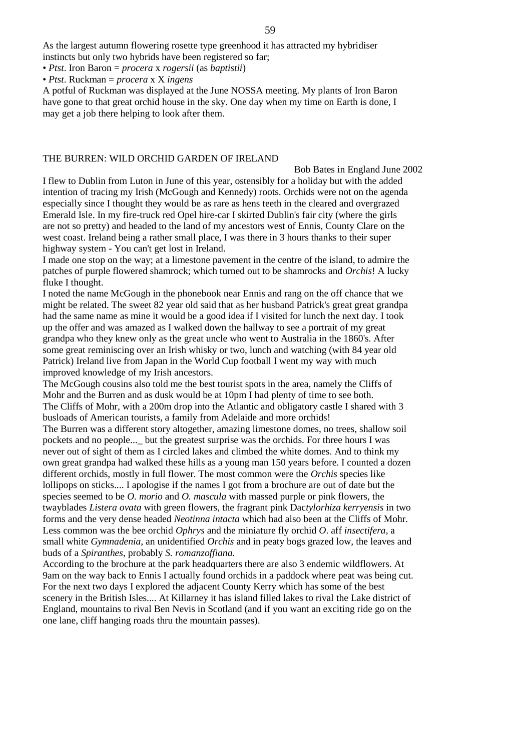As the largest autumn flowering rosette type greenhood it has attracted my hybridiser instincts but only two hybrids have been registered so far;

- *Ptst*. Iron Baron = *procera* x *rogersii* (as *baptistii*)
- *Ptst*. Ruckman = *procera* x X *ingens*

A potful of Ruckman was displayed at the June NOSSA meeting. My plants of Iron Baron have gone to that great orchid house in the sky. One day when my time on Earth is done, I may get a job there helping to look after them.

## THE BURREN: WILD ORCHID GARDEN OF IRELAND

Bob Bates in England June 2002

I flew to Dublin from Luton in June of this year, ostensibly for a holiday but with the added intention of tracing my Irish (McGough and Kennedy) roots. Orchids were not on the agenda especially since I thought they would be as rare as hens teeth in the cleared and overgrazed Emerald Isle. In my fire-truck red Opel hire-car I skirted Dublin's fair city (where the girls are not so pretty) and headed to the land of my ancestors west of Ennis, County Clare on the west coast. Ireland being a rather small place, I was there in 3 hours thanks to their super highway system - You can't get lost in Ireland.

I made one stop on the way; at a limestone pavement in the centre of the island, to admire the patches of purple flowered shamrock; which turned out to be shamrocks and *Orchis*! A lucky fluke I thought.

I noted the name McGough in the phonebook near Ennis and rang on the off chance that we might be related. The sweet 82 year old said that as her husband Patrick's great great grandpa had the same name as mine it would be a good idea if I visited for lunch the next day. I took up the offer and was amazed as I walked down the hallway to see a portrait of my great grandpa who they knew only as the great uncle who went to Australia in the 1860's. After some great reminiscing over an Irish whisky or two, lunch and watching (with 84 year old Patrick) Ireland live from Japan in the World Cup football I went my way with much improved knowledge of my Irish ancestors.

The McGough cousins also told me the best tourist spots in the area, namely the Cliffs of Mohr and the Burren and as dusk would be at 10pm I had plenty of time to see both.

The Cliffs of Mohr, with a 200m drop into the Atlantic and obligatory castle I shared with 3 busloads of American tourists, a family from Adelaide and more orchids!

The Burren was a different story altogether, amazing limestone domes, no trees, shallow soil pockets and no people..._ but the greatest surprise was the orchids. For three hours I was never out of sight of them as I circled lakes and climbed the white domes. And to think my own great grandpa had walked these hills as a young man 150 years before. I counted a dozen different orchids, mostly in full flower. The most common were the *Orchis* species like lollipops on sticks.... I apologise if the names I got from a brochure are out of date but the species seemed to be *O. morio* and *O. mascula* with massed purple or pink flowers, the twayblades *Listera ovata* with green flowers, the fragrant pink Dac*tylorhiza kerryensis* in two forms and the very dense headed *Neotinna intacta* which had also been at the Cliffs of Mohr. Less common was the bee orchid *Ophrys* and the miniature fly orchid *O*. aff *insectifera*, a small white *Gymnadenia*, an unidentified *Orchis* and in peaty bogs grazed low, the leaves and buds of a *Spiranthes*, probably *S. romanzoffiana*.

According to the brochure at the park headquarters there are also 3 endemic wildflowers. At 9am on the way back to Ennis I actually found orchids in a paddock where peat was being cut. For the next two days I explored the adjacent County Kerry which has some of the best scenery in the British Isles.... At Killarney it has island filled lakes to rival the Lake district of England, mountains to rival Ben Nevis in Scotland (and if you want an exciting ride go on the one lane, cliff hanging roads thru the mountain passes).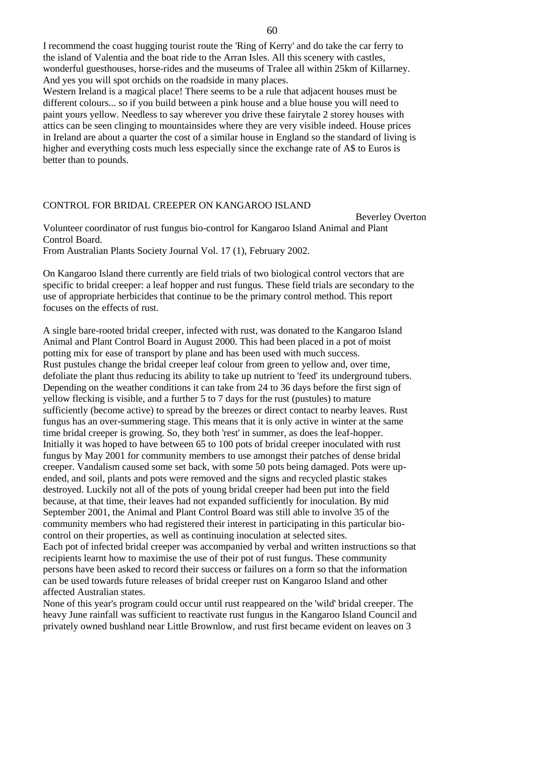I recommend the coast hugging tourist route the 'Ring of Kerry' and do take the car ferry to the island of Valentia and the boat ride to the Arran Isles. All this scenery with castles, wonderful guesthouses, horse-rides and the museums of Tralee all within 25km of Killarney. And yes you will spot orchids on the roadside in many places.

Western Ireland is a magical place! There seems to be a rule that adjacent houses must be different colours... so if you build between a pink house and a blue house you will need to paint yours yellow. Needless to say wherever you drive these fairytale 2 storey houses with attics can be seen clinging to mountainsides where they are very visible indeed. House prices in Ireland are about a quarter the cost of a similar house in England so the standard of living is higher and everything costs much less especially since the exchange rate of A$ to Euros is better than to pounds.

## CONTROL FOR BRIDAL CREEPER ON KANGAROO ISLAND

Beverley Overton

Volunteer coordinator of rust fungus bio-control for Kangaroo Island Animal and Plant Control Board.

From Australian Plants Society Journal Vol. 17 (1), February 2002.

On Kangaroo Island there currently are field trials of two biological control vectors that are specific to bridal creeper: a leaf hopper and rust fungus. These field trials are secondary to the use of appropriate herbicides that continue to be the primary control method. This report focuses on the effects of rust.

A single bare-rooted bridal creeper, infected with rust, was donated to the Kangaroo Island Animal and Plant Control Board in August 2000. This had been placed in a pot of moist potting mix for ease of transport by plane and has been used with much success.

Rust pustules change the bridal creeper leaf colour from green to yellow and, over time, defoliate the plant thus reducing its ability to take up nutrient to 'feed' its underground tubers. Depending on the weather conditions it can take from 24 to 36 days before the first sign of yellow flecking is visible, and a further 5 to 7 days for the rust (pustules) to mature sufficiently (become active) to spread by the breezes or direct contact to nearby leaves. Rust fungus has an over-summering stage. This means that it is only active in winter at the same time bridal creeper is growing. So, they both 'rest' in summer, as does the leaf-hopper.

Initially it was hoped to have between 65 to 100 pots of bridal creeper inoculated with rust fungus by May 2001 for community members to use amongst their patches of dense bridal creeper. Vandalism caused some set back, with some 50 pots being damaged. Pots were up-ended, and soil, plants and pots were removed and the signs and recycled plastic stakes destroyed. Luckily not all of the pots of young bridal creeper had been put into the field because, at that time, their leaves had not expanded sufficiently for inoculation. By mid September 2001, the Animal and Plant Control Board was still able to involve 35 of the community members who had registered their interest in participating in this particular bio-control on their properties, as well as continuing inoculation at selected sites.

Each pot of infected bridal creeper was accompanied by verbal and written instructions so that recipients learnt how to maximise the use of their pot of rust fungus. These community persons have been asked to record their success or failures on a form so that the information can be used towards future releases of bridal creeper rust on Kangaroo Island and other affected Australian states.

None of this year's program could occur until rust reappeared on the 'wild' bridal creeper. The heavy June rainfall was sufficient to reactivate rust fungus in the Kangaroo Island Council and privately owned bushland near Little Brownlow, and rust first became evident on leaves on 3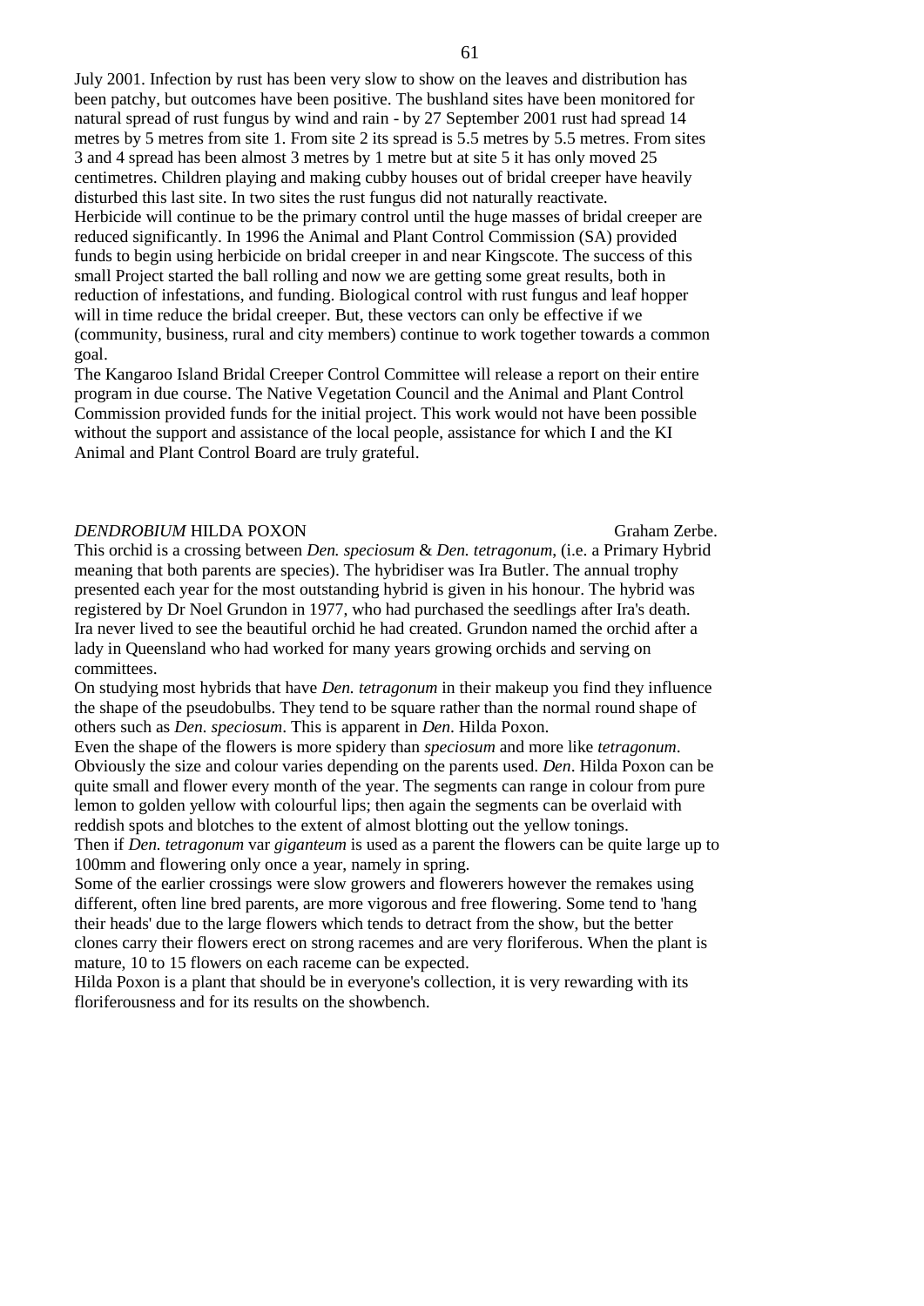July 2001. Infection by rust has been very slow to show on the leaves and distribution has been patchy, but outcomes have been positive. The bushland sites have been monitored for natural spread of rust fungus by wind and rain - by 27 September 2001 rust had spread 14 metres by 5 metres from site 1. From site 2 its spread is 5.5 metres by 5.5 metres. From sites 3 and 4 spread has been almost 3 metres by 1 metre but at site 5 it has only moved 25 centimetres. Children playing and making cubby houses out of bridal creeper have heavily disturbed this last site. In two sites the rust fungus did not naturally reactivate.

Herbicide will continue to be the primary control until the huge masses of bridal creeper are reduced significantly. In 1996 the Animal and Plant Control Commission (SA) provided funds to begin using herbicide on bridal creeper in and near Kingscote. The success of this small Project started the ball rolling and now we are getting some great results, both in reduction of infestations, and funding. Biological control with rust fungus and leaf hopper will in time reduce the bridal creeper. But, these vectors can only be effective if we (community, business, rural and city members) continue to work together towards a common goal.

The Kangaroo Island Bridal Creeper Control Committee will release a report on their entire program in due course. The Native Vegetation Council and the Animal and Plant Control Commission provided funds for the initial project. This work would not have been possible without the support and assistance of the local people, assistance for which I and the KI Animal and Plant Control Board are truly grateful.

## *DENDROBIUM* HILDA POXON

Graham Zerbe.

This orchid is a crossing between *Den. speciosum* & *Den. tetragonum*, (i.e. a Primary Hybrid meaning that both parents are species). The hybridiser was Ira Butler. The annual trophy presented each year for the most outstanding hybrid is given in his honour. The hybrid was registered by Dr Noel Grundon in 1977, who had purchased the seedlings after Ira's death. Ira never lived to see the beautiful orchid he had created. Grundon named the orchid after a lady in Queensland who had worked for many years growing orchids and serving on committees.

On studying most hybrids that have *Den. tetragonum* in their makeup you find they influence the shape of the pseudobulbs. They tend to be square rather than the normal round shape of others such as *Den. speciosum*. This is apparent in *Den*. Hilda Poxon.

Even the shape of the flowers is more spidery than *speciosum* and more like *tetragonum*. Obviously the size and colour varies depending on the parents used. *Den*. Hilda Poxon can be quite small and flower every month of the year. The segments can range in colour from pure lemon to golden yellow with colourful lips; then again the segments can be overlaid with reddish spots and blotches to the extent of almost blotting out the yellow tonings.

Then if *Den. tetragonum* var *giganteum* is used as a parent the flowers can be quite large up to 100mm and flowering only once a year, namely in spring.

Some of the earlier crossings were slow growers and flowerers however the remakes using different, often line bred parents, are more vigorous and free flowering. Some tend to 'hang their heads' due to the large flowers which tends to detract from the show, but the better clones carry their flowers erect on strong racemes and are very floriferous. When the plant is mature, 10 to 15 flowers on each raceme can be expected.

Hilda Poxon is a plant that should be in everyone's collection, it is very rewarding with its floriferousness and for its results on the showbench.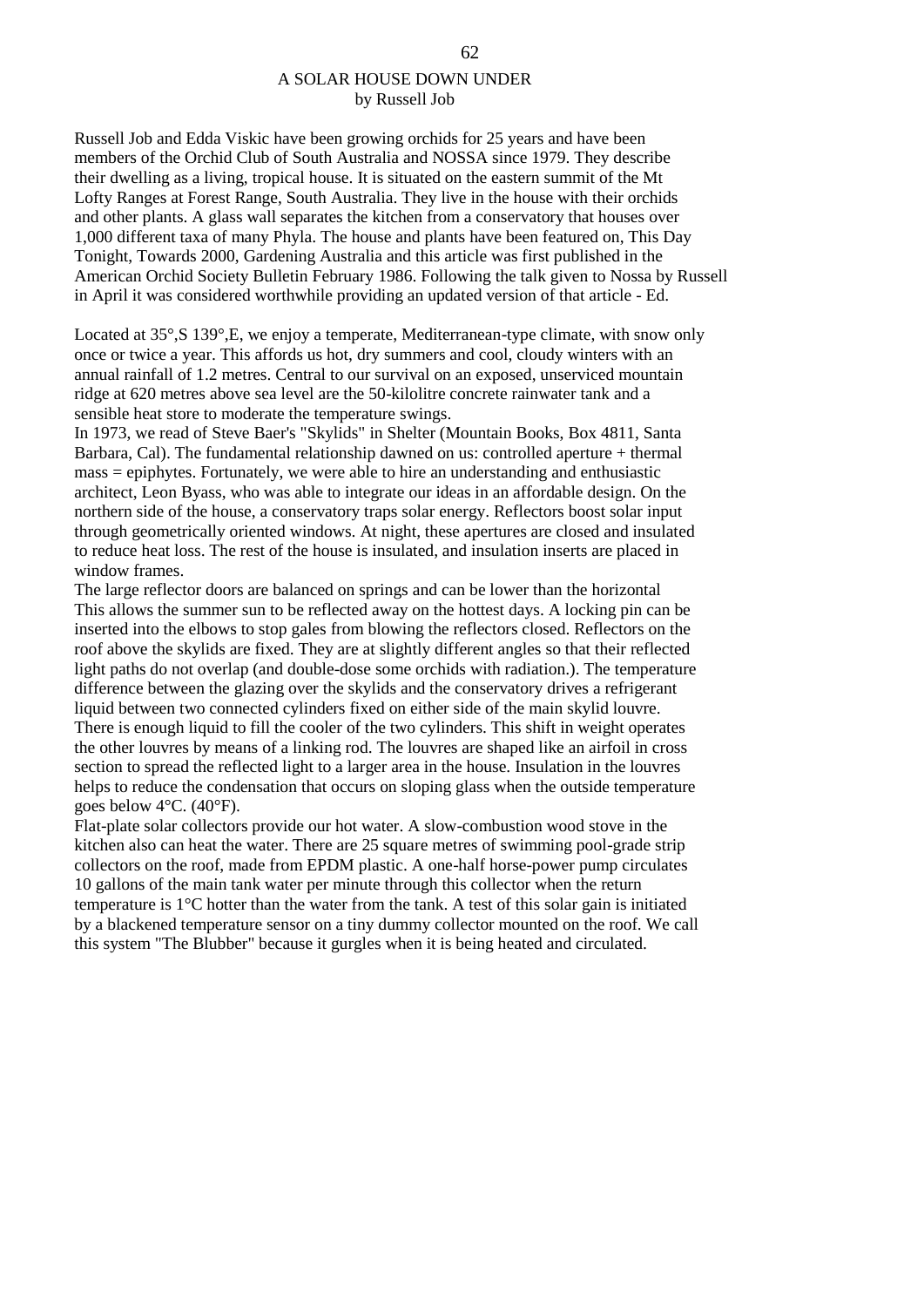# A SOLAR HOUSE DOWN UNDER

by Russell Job

Russell Job and Edda Viskic have been growing orchids for 25 years and have been members of the Orchid Club of South Australia and NOSSA since 1979. They describe their dwelling as a living, tropical house. It is situated on the eastern summit of the Mt Lofty Ranges at Forest Range, South Australia. They live in the house with their orchids and other plants. A glass wall separates the kitchen from a conservatory that houses over 1,000 different taxa of many Phyla. The house and plants have been featured on, This Day Tonight, Towards 2000, Gardening Australia and this article was first published in the American Orchid Society Bulletin February 1986. Following the talk given to Nossa by Russell in April it was considered worthwhile providing an updated version of that article - Ed.

Located at 35°,S 139°,E, we enjoy a temperate, Mediterranean-type climate, with snow only once or twice a year. This affords us hot, dry summers and cool, cloudy winters with an annual rainfall of 1.2 metres. Central to our survival on an exposed, unserviced mountain ridge at 620 metres above sea level are the 50-kilolitre concrete rainwater tank and a sensible heat store to moderate the temperature swings.

In 1973, we read of Steve Baer's "Skylids" in Shelter (Mountain Books, Box 4811, Santa Barbara, Cal). The fundamental relationship dawned on us: controlled aperture + thermal mass = epiphytes. Fortunately, we were able to hire an understanding and enthusiastic architect, Leon Byass, who was able to integrate our ideas in an affordable design. On the northern side of the house, a conservatory traps solar energy. Reflectors boost solar input through geometrically oriented windows. At night, these apertures are closed and insulated to reduce heat loss. The rest of the house is insulated, and insulation inserts are placed in window frames.

The large reflector doors are balanced on springs and can be lower than the horizontal This allows the summer sun to be reflected away on the hottest days. A locking pin can be inserted into the elbows to stop gales from blowing the reflectors closed. Reflectors on the roof above the skylids are fixed. They are at slightly different angles so that their reflected light paths do not overlap (and double-dose some orchids with radiation.). The temperature difference between the glazing over the skylids and the conservatory drives a refrigerant liquid between two connected cylinders fixed on either side of the main skylid louvre. There is enough liquid to fill the cooler of the two cylinders. This shift in weight operates the other louvres by means of a linking rod. The louvres are shaped like an airfoil in cross section to spread the reflected light to a larger area in the house. Insulation in the louvres helps to reduce the condensation that occurs on sloping glass when the outside temperature goes below 4°C. (40°F).

Flat-plate solar collectors provide our hot water. A slow-combustion wood stove in the kitchen also can heat the water. There are 25 square metres of swimming pool-grade strip collectors on the roof, made from EPDM plastic. A one-half horse-power pump circulates 10 gallons of the main tank water per minute through this collector when the return temperature is 1°C hotter than the water from the tank. A test of this solar gain is initiated by a blackened temperature sensor on a tiny dummy collector mounted on the roof. We call this system "The Blubber" because it gurgles when it is being heated and circulated.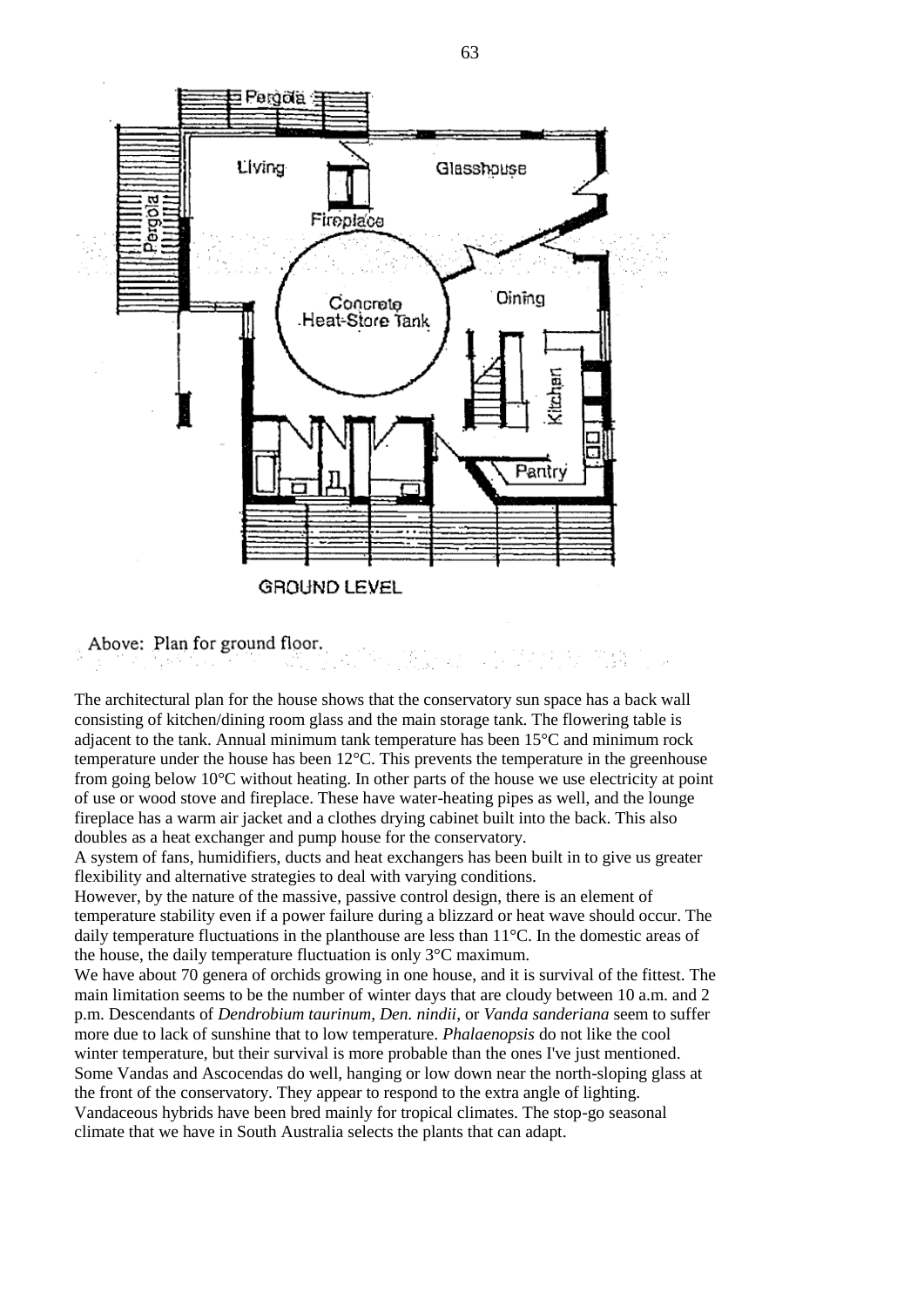GROUND LEVEL

Above: Plan for ground floor.

The architectural plan for the house shows that the conservatory sun space has a back wall consisting of kitchen/dining room glass and the main storage tank. The flowering table is adjacent to the tank. Annual minimum tank temperature has been 15°C and minimum rock temperature under the house has been 12°C. This prevents the temperature in the greenhouse from going below 10°C without heating. In other parts of the house we use electricity at point of use or wood stove and fireplace. These have water-heating pipes as well, and the lounge fireplace has a warm air jacket and a clothes drying cabinet built into the back. This also doubles as a heat exchanger and pump house for the conservatory.

A system of fans, humidifiers, ducts and heat exchangers has been built in to give us greater flexibility and alternative strategies to deal with varying conditions.

However, by the nature of the massive, passive control design, there is an element of temperature stability even if a power failure during a blizzard or heat wave should occur. The daily temperature fluctuations in the planthouse are less than 11°C. In the domestic areas of the house, the daily temperature fluctuation is only 3°C maximum.

We have about 70 genera of orchids growing in one house, and it is survival of the fittest. The main limitation seems to be the number of winter days that are cloudy between 10 a.m. and 2 p.m. Descendants of *Dendrobium taurinum, Den. nindii*, or *Vanda sanderiana* seem to suffer more due to lack of sunshine that to low temperature. *Phalaenopsis* do not like the cool winter temperature, but their survival is more probable than the ones I've just mentioned. Some Vandas and Ascocendas do well, hanging or low down near the north-sloping glass at the front of the conservatory. They appear to respond to the extra angle of lighting. Vandaceous hybrids have been bred mainly for tropical climates. The stop-go seasonal climate that we have in South Australia selects the plants that can adapt.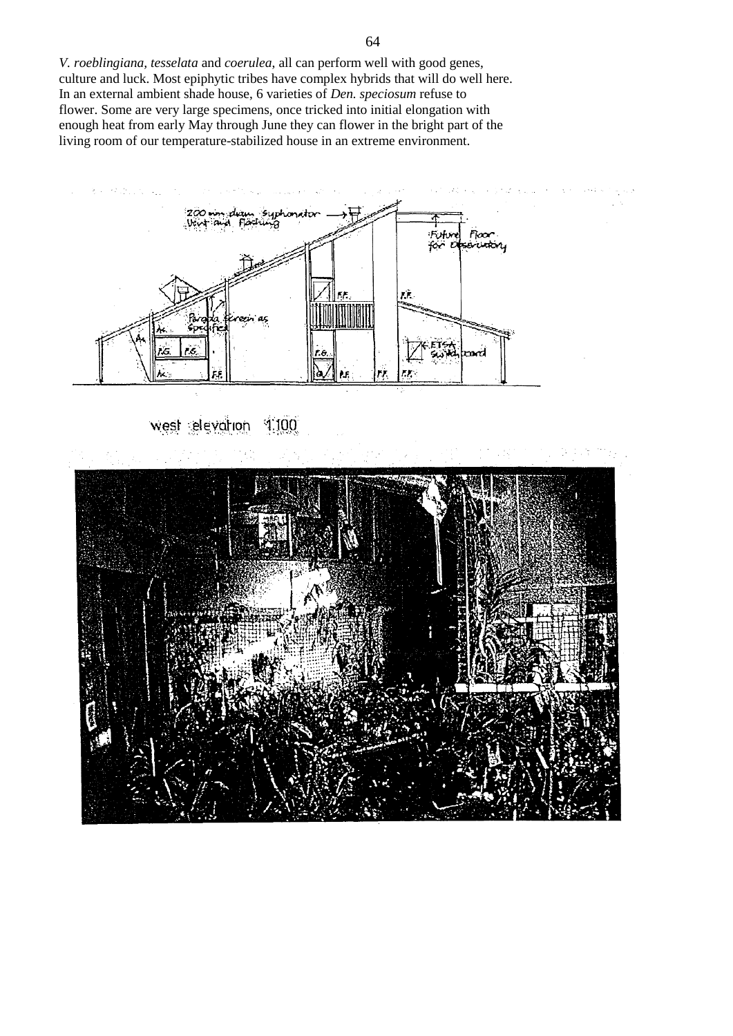*V. roeblingiana*, *tesselata* and *coerulea*, all can perform well with good genes, culture and luck. Most epiphytic tribes have complex hybrids that will do well here. In an external ambient shade house, 6 varieties of *Den. speciosum* refuse to flower. Some are very large specimens, once tricked into initial elongation with enough heat from early May through June they can flower in the bright part of the living room of our temperature-stabilized house in an extreme environment.

200 mm diam syphonator Vent and Flashing

Future Floor for Observatory

Pergola Screen as Specified

ETSA Switchboard

west elevation 1:100